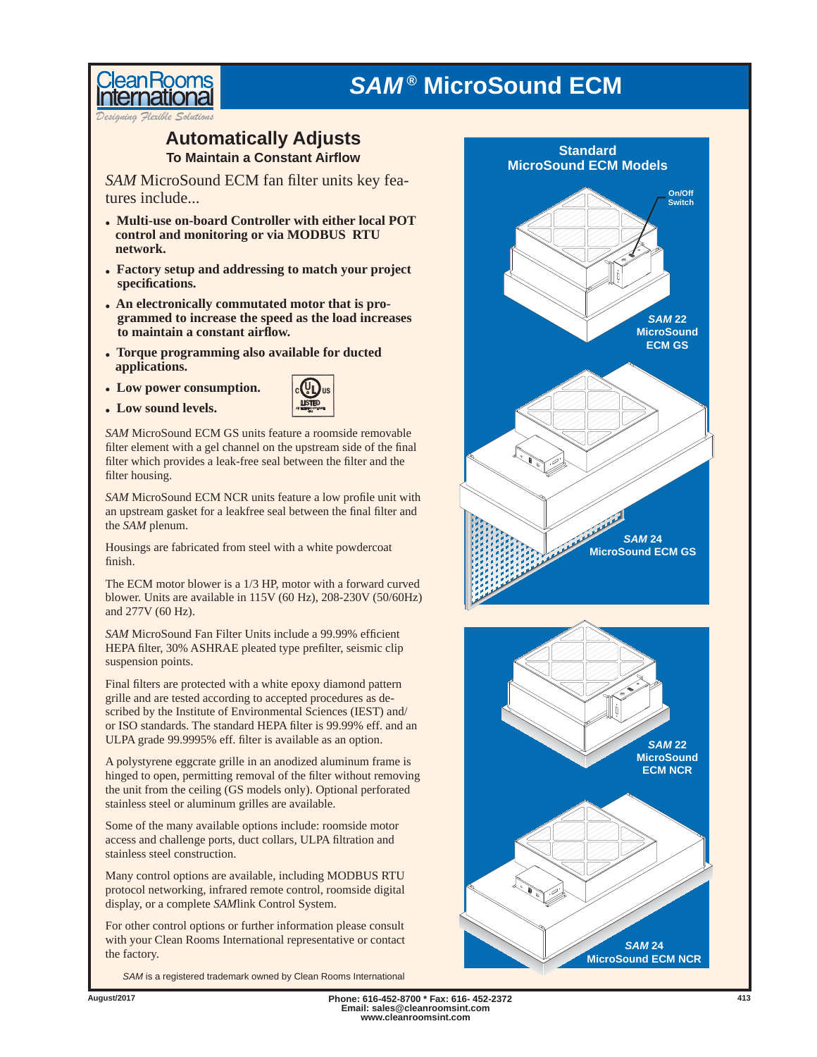# *SAM*® MicroSound ECM

## Automatically Adjusts

### To Maintain a Constant Airflow

*SAM* MicroSound ECM fan filter units key features include...

- **Multi-use on-board Controller with either local POT control and monitoring or via MODBUS RTU network.**
- **Factory setup and addressing to match your project specifications.**
- **An electronically commutated motor that is programmed to increase the speed as the load increases to maintain a constant airflow.**
- **Torque programming also available for ducted applications.**
- **Low power consumption.**
- **Low sound levels.**

*SAM* MicroSound ECM GS units feature a roomside removable filter element with a gel channel on the upstream side of the final filter which provides a leak-free seal between the filter and the filter housing.

*SAM* MicroSound ECM NCR units feature a low profile unit with an upstream gasket for a leakfree seal between the final filter and the *SAM* plenum.

Housings are fabricated from steel with a white powdercoat finish.

The ECM motor blower is a 1/3 HP, motor with a forward curved blower. Units are available in 115V (60 Hz), 208-230V (50/60Hz) and 277V (60 Hz).

*SAM* MicroSound Fan Filter Units include a 99.99% efficient HEPA filter, 30% ASHRAE pleated type prefilter, seismic clip suspension points.

Final filters are protected with a white epoxy diamond pattern grille and are tested according to accepted procedures as described by the Institute of Environmental Sciences (IEST) and/or ISO standards. The standard HEPA filter is 99.99% eff. and an ULPA grade 99.9995% eff. filter is available as an option.

A polystyrene eggcrate grille in an anodized aluminum frame is hinged to open, permitting removal of the filter without removing the unit from the ceiling (GS models only). Optional perforated stainless steel or aluminum grilles are available.

Some of the many available options include: roomside motor access and challenge ports, duct collars, ULPA filtration and stainless steel construction.

Many control options are available, including MODBUS RTU protocol networking, infrared remote control, roomside digital display, or a complete *SAM*link Control System.

For other control options or further information please consult with your Clean Rooms International representative or contact the factory.

*SAM* is a registered trademark owned by Clean Rooms International

## Standard MicroSound ECM Models

On/Off Switch

*SAM* 22 MicroSound ECM GS

*SAM* 24 MicroSound ECM GS

*SAM* 22 MicroSound ECM NCR

*SAM* 24 MicroSound ECM NCR

August/2017

Phone: 616-452-8700 * Fax: 616- 452-2372
Email: sales@cleanroomsint.com
www.cleanroomsint.com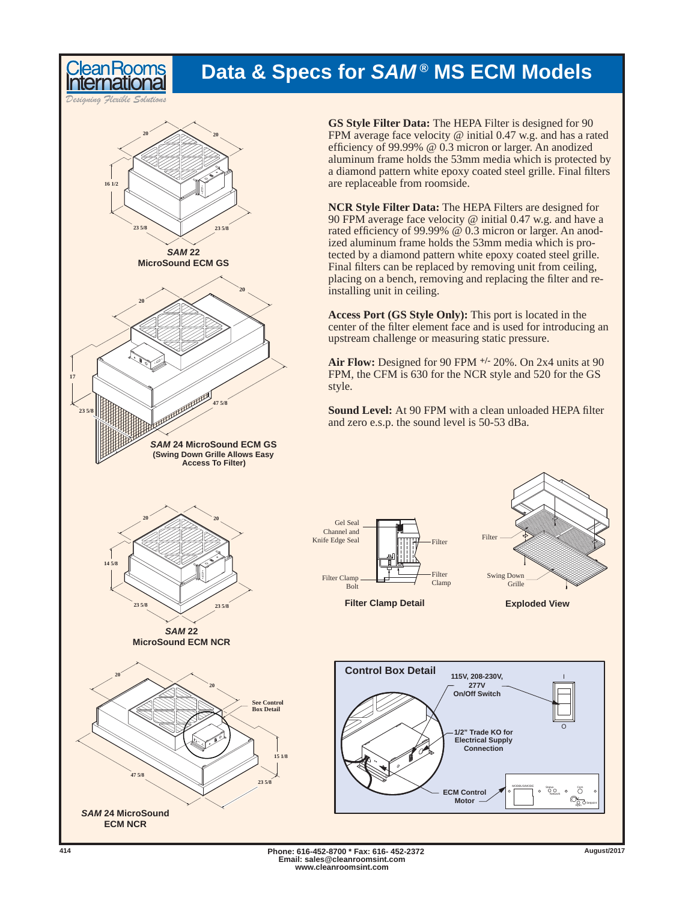# Data & Specs for *SAM*® MS ECM Models

**GS Style Filter Data:** The HEPA Filter is designed for 90 FPM average face velocity @ initial 0.47 w.g. and has a rated efficiency of 99.99% @ 0.3 micron or larger. An anodized aluminum frame holds the 53mm media which is protected by a diamond pattern white epoxy coated steel grille. Final filters are replaceable from roomside.

**NCR Style Filter Data:** The HEPA Filters are designed for 90 FPM average face velocity @ initial 0.47 w.g. and have a rated efficiency of 99.99% @ 0.3 micron or larger. An anodized aluminum frame holds the 53mm media which is protected by a diamond pattern white epoxy coated steel grille. Final filters can be replaced by removing unit from ceiling, placing on a bench, removing and replacing the filter and re-installing unit in ceiling.

**Access Port (GS Style Only):** This port is located in the center of the filter element face and is used for introducing an upstream challenge or measuring static pressure.

**Air Flow:** Designed for 90 FPM +/- 20%. On 2x4 units at 90 FPM, the CFM is 630 for the NCR style and 520 for the GS style.

**Sound Level:** At 90 FPM with a clean unloaded HEPA filter and zero e.s.p. the sound level is 50-53 dBa.

20 / 20 / 16 1/2 / 23 5/8 / 23 5/8

***SAM* 22 MicroSound ECM GS**

20 / 20 / 17 / 23 5/8 / 47 5/8

***SAM* 24 MicroSound ECM GS (Swing Down Grille Allows Easy Access To Filter)**

20 / 20 / 14 5/8 / 23 5/8 / 23 5/8

***SAM* 22 MicroSound ECM NCR**

20 / 20 / 15 1/8 / 47 5/8 / 23 5/8 / See Control Box Detail

***SAM* 24 MicroSound ECM NCR**

Gel Seal Channel and Knife Edge Seal / Filter / Filter Clamp Bolt / Filter Clamp

**Filter Clamp Detail**

Filter / Swing Down Grille

**Exploded View**

**Control Box Detail**

115V, 208-230V, 277V On/Off Switch

1/2" Trade KO for Electrical Supply Connection

ECM Control Motor

Phone: 616-452-8700 * Fax: 616- 452-2372
Email: sales@cleanroomsint.com
www.cleanroomsint.com

August/2017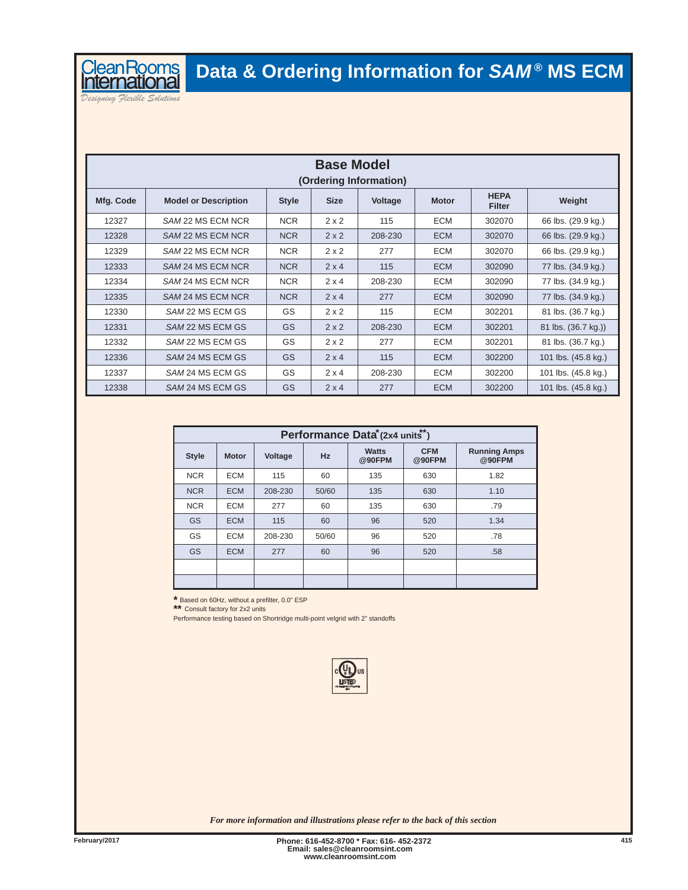# Data & Ordering Information for *SAM®* MS ECM

| Base Model (Ordering Information) | | | | | | | |
|---|---|---|---|---|---|---|---|
| **Mfg. Code** | **Model or Description** | **Style** | **Size** | **Voltage** | **Motor** | **HEPA Filter** | **Weight** |
| 12327 | *SAM* 22 MS ECM NCR | NCR | 2 x 2 | 115 | ECM | 302070 | 66 lbs. (29.9 kg.) |
| 12328 | *SAM* 22 MS ECM NCR | NCR | 2 x 2 | 208-230 | ECM | 302070 | 66 lbs. (29.9 kg.) |
| 12329 | *SAM* 22 MS ECM NCR | NCR | 2 x 2 | 277 | ECM | 302070 | 66 lbs. (29.9 kg.) |
| 12333 | *SAM* 24 MS ECM NCR | NCR | 2 x 4 | 115 | ECM | 302090 | 77 lbs. (34.9 kg.) |
| 12334 | *SAM* 24 MS ECM NCR | NCR | 2 x 4 | 208-230 | ECM | 302090 | 77 lbs. (34.9 kg.) |
| 12335 | *SAM* 24 MS ECM NCR | NCR | 2 x 4 | 277 | ECM | 302090 | 77 lbs. (34.9 kg.) |
| 12330 | *SAM* 22 MS ECM GS | GS | 2 x 2 | 115 | ECM | 302201 | 81 lbs. (36.7 kg.) |
| 12331 | *SAM* 22 MS ECM GS | GS | 2 x 2 | 208-230 | ECM | 302201 | 81 lbs. (36.7 kg.)) |
| 12332 | *SAM* 22 MS ECM GS | GS | 2 x 2 | 277 | ECM | 302201 | 81 lbs. (36.7 kg.) |
| 12336 | *SAM* 24 MS ECM GS | GS | 2 x 4 | 115 | ECM | 302200 | 101 lbs. (45.8 kg.) |
| 12337 | *SAM* 24 MS ECM GS | GS | 2 x 4 | 208-230 | ECM | 302200 | 101 lbs. (45.8 kg.) |
| 12338 | *SAM* 24 MS ECM GS | GS | 2 x 4 | 277 | ECM | 302200 | 101 lbs. (45.8 kg.) |

| Performance Data* (2x4 units**) | | | | | | |
|---|---|---|---|---|---|---|
| **Style** | **Motor** | **Voltage** | **Hz** | **Watts @90FPM** | **CFM @90FPM** | **Running Amps @90FPM** |
| NCR | ECM | 115 | 60 | 135 | 630 | 1.82 |
| NCR | ECM | 208-230 | 50/60 | 135 | 630 | 1.10 |
| NCR | ECM | 277 | 60 | 135 | 630 | .79 |
| GS | ECM | 115 | 60 | 96 | 520 | 1.34 |
| GS | ECM | 208-230 | 50/60 | 96 | 520 | .78 |
| GS | ECM | 277 | 60 | 96 | 520 | .58 |
| | | | | | | |
| | | | | | | |

**\*** Based on 60Hz, without a prefilter, 0.0" ESP

**\*\*** Consult factory for 2x2 units

Performance testing based on Shortridge multi-point velgrid with 2" standoffs

*For more information and illustrations please refer to the back of this section*

February/2017

Phone: 616-452-8700 * Fax: 616- 452-2372
Email: sales@cleanroomsint.com
www.cleanroomsint.com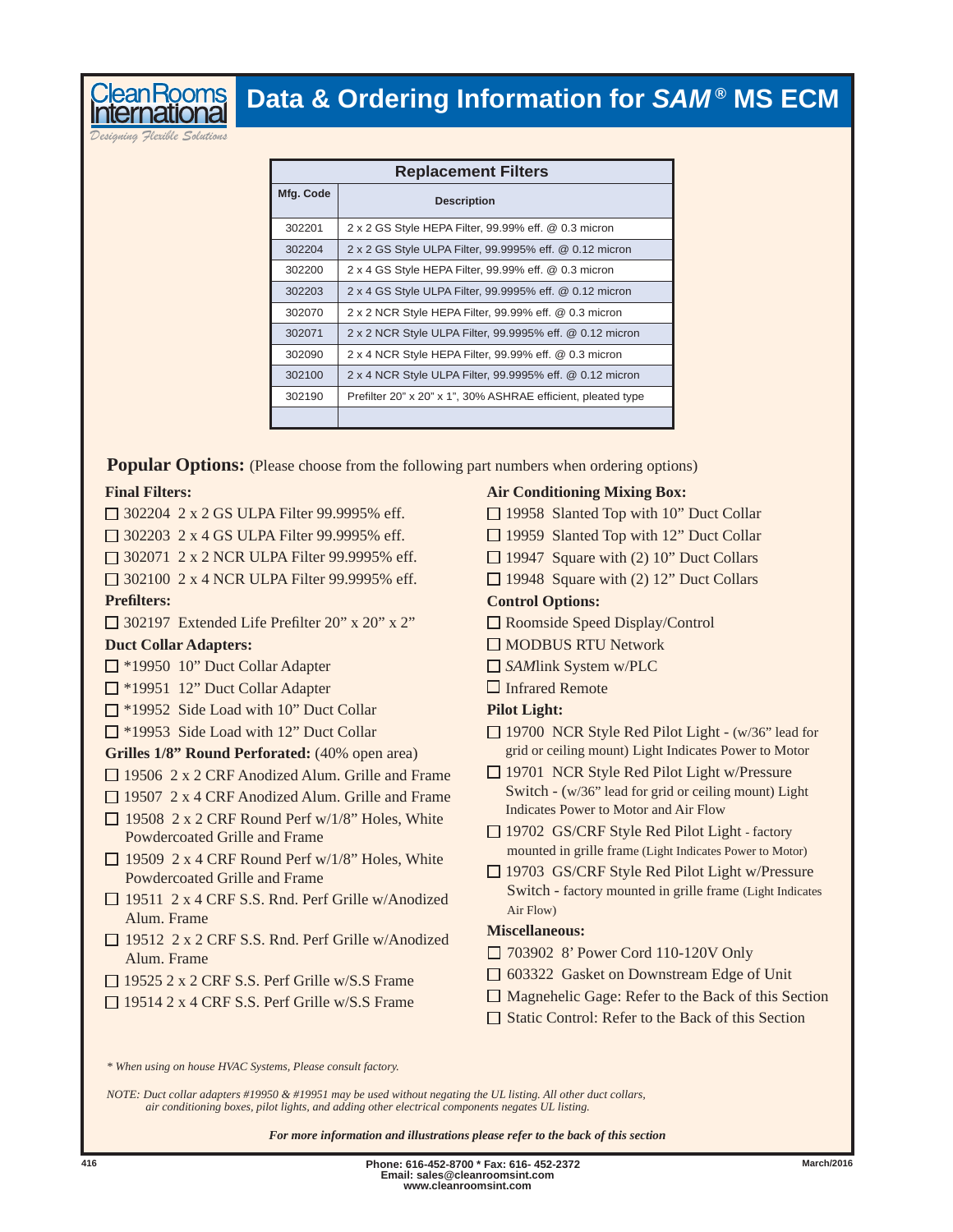# Data & Ordering Information for *SAM*® MS ECM

| Replacement Filters | |
|---|---|
| **Mfg. Code** | **Description** |
| 302201 | 2 x 2 GS Style HEPA Filter, 99.99% eff. @ 0.3 micron |
| 302204 | 2 x 2 GS Style ULPA Filter, 99.9995% eff. @ 0.12 micron |
| 302200 | 2 x 4 GS Style HEPA Filter, 99.99% eff. @ 0.3 micron |
| 302203 | 2 x 4 GS Style ULPA Filter, 99.9995% eff. @ 0.12 micron |
| 302070 | 2 x 2 NCR Style HEPA Filter, 99.99% eff. @ 0.3 micron |
| 302071 | 2 x 2 NCR Style ULPA Filter, 99.9995% eff. @ 0.12 micron |
| 302090 | 2 x 4 NCR Style HEPA Filter, 99.99% eff. @ 0.3 micron |
| 302100 | 2 x 4 NCR Style ULPA Filter, 99.9995% eff. @ 0.12 micron |
| 302190 | Prefilter 20" x 20" x 1", 30% ASHRAE efficient, pleated type |
| | |

**Popular Options:** (Please choose from the following part numbers when ordering options)

**Final Filters:**

- ☐ 302204 2 x 2 GS ULPA Filter 99.9995% eff.
- ☐ 302203 2 x 4 GS ULPA Filter 99.9995% eff.
- ☐ 302071 2 x 2 NCR ULPA Filter 99.9995% eff.
- ☐ 302100 2 x 4 NCR ULPA Filter 99.9995% eff.

**Prefilters:**

- ☐ 302197 Extended Life Prefilter 20" x 20" x 2"

**Duct Collar Adapters:**

- ☐ *19950 10" Duct Collar Adapter
- ☐ *19951 12" Duct Collar Adapter
- ☐ *19952 Side Load with 10" Duct Collar
- ☐ *19953 Side Load with 12" Duct Collar

**Grilles 1/8" Round Perforated:** (40% open area)

- ☐ 19506 2 x 2 CRF Anodized Alum. Grille and Frame
- ☐ 19507 2 x 4 CRF Anodized Alum. Grille and Frame
- ☐ 19508 2 x 2 CRF Round Perf w/1/8" Holes, White Powdercoated Grille and Frame
- ☐ 19509 2 x 4 CRF Round Perf w/1/8" Holes, White Powdercoated Grille and Frame
- ☐ 19511 2 x 4 CRF S.S. Rnd. Perf Grille w/Anodized Alum. Frame
- ☐ 19512 2 x 2 CRF S.S. Rnd. Perf Grille w/Anodized Alum. Frame
- ☐ 19525 2 x 2 CRF S.S. Perf Grille w/S.S Frame
- ☐ 19514 2 x 4 CRF S.S. Perf Grille w/S.S Frame

**Air Conditioning Mixing Box:**

- ☐ 19958 Slanted Top with 10" Duct Collar
- ☐ 19959 Slanted Top with 12" Duct Collar
- ☐ 19947 Square with (2) 10" Duct Collars
- ☐ 19948 Square with (2) 12" Duct Collars

**Control Options:**

- ☐ Roomside Speed Display/Control
- ☐ MODBUS RTU Network
- ☐ *SAM*link System w/PLC
- ☐ Infrared Remote

**Pilot Light:**

- ☐ 19700 NCR Style Red Pilot Light - (w/36" lead for grid or ceiling mount) Light Indicates Power to Motor
- ☐ 19701 NCR Style Red Pilot Light w/Pressure Switch - (w/36" lead for grid or ceiling mount) Light Indicates Power to Motor and Air Flow
- ☐ 19702 GS/CRF Style Red Pilot Light - factory mounted in grille frame (Light Indicates Power to Motor)
- ☐ 19703 GS/CRF Style Red Pilot Light w/Pressure Switch - factory mounted in grille frame (Light Indicates Air Flow)

**Miscellaneous:**

- ☐ 703902 8' Power Cord 110-120V Only
- ☐ 603322 Gasket on Downstream Edge of Unit
- ☐ Magnehelic Gage: Refer to the Back of this Section
- ☐ Static Control: Refer to the Back of this Section

*\* When using on house HVAC Systems, Please consult factory.*

*NOTE: Duct collar adapters #19950 & #19951 may be used without negating the UL listing. All other duct collars, air conditioning boxes, pilot lights, and adding other electrical components negates UL listing.*

***For more information and illustrations please refer to the back of this section***

Phone: 616-452-8700 * Fax: 616- 452-2372
Email: sales@cleanroomsint.com
www.cleanroomsint.com

March/2016